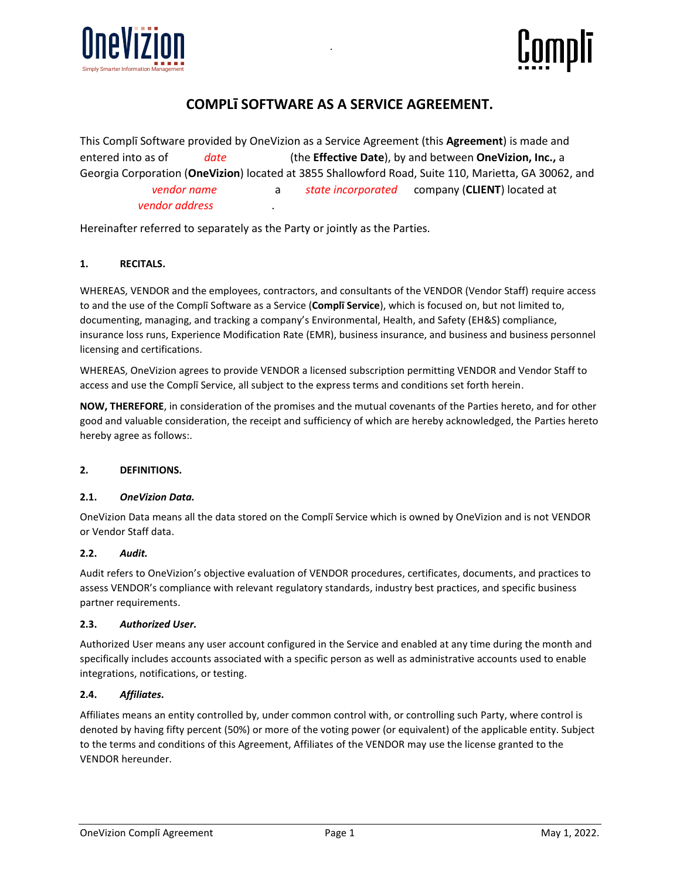# COMPLĪ SOFTWARE AS A SERVICE AGREEMENT.

This Complī Software provided by OneVizion as a Service Agreement (this **Agreement**) is made and entered into as of *date* (the **Effective Date**), by and between **OneVizion, Inc.,** a Georgia Corporation (**OneVizion**) located at 3855 Shallowford Road, Suite 110, Marietta, GA 30062, and *vendor name* a *state incorporated* company (**CLIENT**) located at *vendor address*.

Hereinafter referred to separately as the Party or jointly as the Parties.

## 1. RECITALS.

WHEREAS, VENDOR and the employees, contractors, and consultants of the VENDOR (Vendor Staff) require access to and the use of the Complī Software as a Service (**Complī Service**), which is focused on, but not limited to, documenting, managing, and tracking a company's Environmental, Health, and Safety (EH&S) compliance, insurance loss runs, Experience Modification Rate (EMR), business insurance, and business and business personnel licensing and certifications.

WHEREAS, OneVizion agrees to provide VENDOR a licensed subscription permitting VENDOR and Vendor Staff to access and use the Complī Service, all subject to the express terms and conditions set forth herein.

**NOW, THEREFORE**, in consideration of the promises and the mutual covenants of the Parties hereto, and for other good and valuable consideration, the receipt and sufficiency of which are hereby acknowledged, the Parties hereto hereby agree as follows:.

## 2. DEFINITIONS.

### 2.1. *OneVizion Data.*

OneVizion Data means all the data stored on the Complī Service which is owned by OneVizion and is not VENDOR or Vendor Staff data.

### 2.2. *Audit.*

Audit refers to OneVizion's objective evaluation of VENDOR procedures, certificates, documents, and practices to assess VENDOR's compliance with relevant regulatory standards, industry best practices, and specific business partner requirements.

### 2.3. *Authorized User.*

Authorized User means any user account configured in the Service and enabled at any time during the month and specifically includes accounts associated with a specific person as well as administrative accounts used to enable integrations, notifications, or testing.

### 2.4. *Affiliates.*

Affiliates means an entity controlled by, under common control with, or controlling such Party, where control is denoted by having fifty percent (50%) or more of the voting power (or equivalent) of the applicable entity. Subject to the terms and conditions of this Agreement, Affiliates of the VENDOR may use the license granted to the VENDOR hereunder.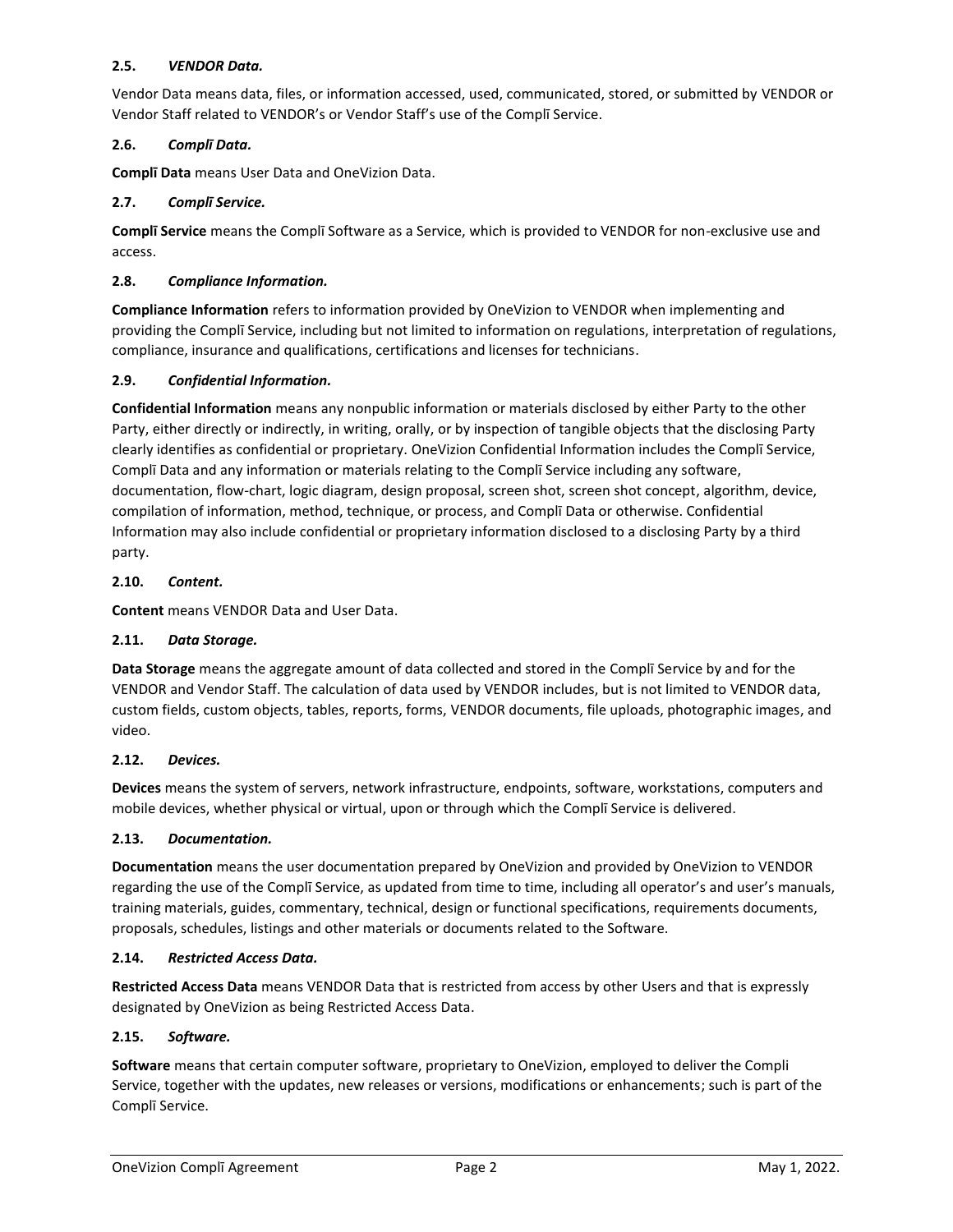**2.5.** ***VENDOR Data.***

Vendor Data means data, files, or information accessed, used, communicated, stored, or submitted by VENDOR or Vendor Staff related to VENDOR's or Vendor Staff's use of the Complī Service.

**2.6.** ***Complī Data.***

**Complī Data** means User Data and OneVizion Data.

**2.7.** ***Complī Service.***

**Complī Service** means the Complī Software as a Service, which is provided to VENDOR for non-exclusive use and access.

**2.8.** ***Compliance Information.***

**Compliance Information** refers to information provided by OneVizion to VENDOR when implementing and providing the Complī Service, including but not limited to information on regulations, interpretation of regulations, compliance, insurance and qualifications, certifications and licenses for technicians.

**2.9.** ***Confidential Information.***

**Confidential Information** means any nonpublic information or materials disclosed by either Party to the other Party, either directly or indirectly, in writing, orally, or by inspection of tangible objects that the disclosing Party clearly identifies as confidential or proprietary. OneVizion Confidential Information includes the Complī Service, Complī Data and any information or materials relating to the Complī Service including any software, documentation, flow-chart, logic diagram, design proposal, screen shot, screen shot concept, algorithm, device, compilation of information, method, technique, or process, and Complī Data or otherwise. Confidential Information may also include confidential or proprietary information disclosed to a disclosing Party by a third party.

**2.10.** ***Content.***

**Content** means VENDOR Data and User Data.

**2.11.** ***Data Storage.***

**Data Storage** means the aggregate amount of data collected and stored in the Complī Service by and for the VENDOR and Vendor Staff. The calculation of data used by VENDOR includes, but is not limited to VENDOR data, custom fields, custom objects, tables, reports, forms, VENDOR documents, file uploads, photographic images, and video.

**2.12.** ***Devices.***

**Devices** means the system of servers, network infrastructure, endpoints, software, workstations, computers and mobile devices, whether physical or virtual, upon or through which the Complī Service is delivered.

**2.13.** ***Documentation.***

**Documentation** means the user documentation prepared by OneVizion and provided by OneVizion to VENDOR regarding the use of the Complī Service, as updated from time to time, including all operator's and user's manuals, training materials, guides, commentary, technical, design or functional specifications, requirements documents, proposals, schedules, listings and other materials or documents related to the Software.

**2.14.** ***Restricted Access Data.***

**Restricted Access Data** means VENDOR Data that is restricted from access by other Users and that is expressly designated by OneVizion as being Restricted Access Data.

**2.15.** ***Software.***

**Software** means that certain computer software, proprietary to OneVizion, employed to deliver the Compli Service, together with the updates, new releases or versions, modifications or enhancements; such is part of the Complī Service.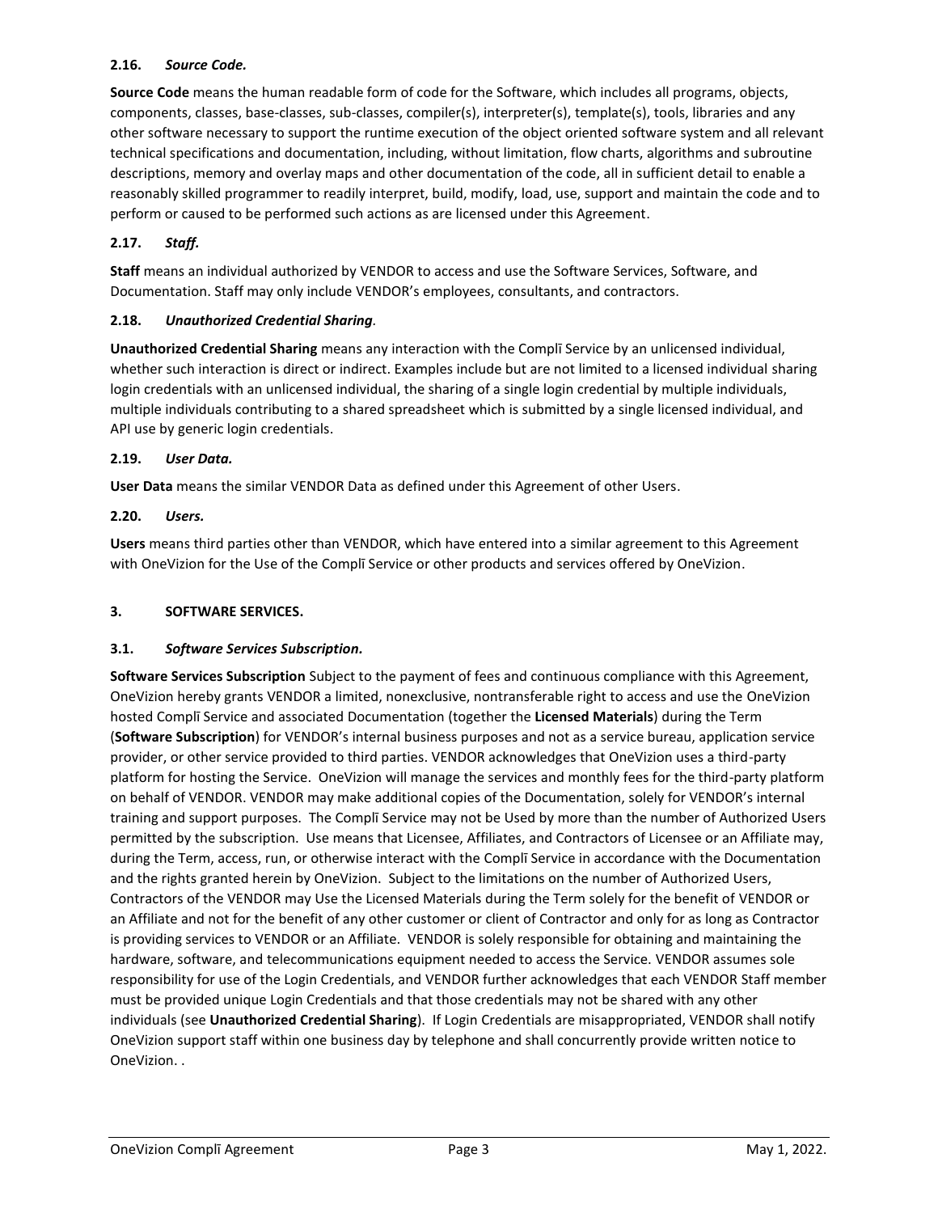### 2.16. *Source Code.*

**Source Code** means the human readable form of code for the Software, which includes all programs, objects, components, classes, base-classes, sub-classes, compiler(s), interpreter(s), template(s), tools, libraries and any other software necessary to support the runtime execution of the object oriented software system and all relevant technical specifications and documentation, including, without limitation, flow charts, algorithms and subroutine descriptions, memory and overlay maps and other documentation of the code, all in sufficient detail to enable a reasonably skilled programmer to readily interpret, build, modify, load, use, support and maintain the code and to perform or caused to be performed such actions as are licensed under this Agreement.

### 2.17. *Staff.*

**Staff** means an individual authorized by VENDOR to access and use the Software Services, Software, and Documentation. Staff may only include VENDOR's employees, consultants, and contractors.

### 2.18. *Unauthorized Credential Sharing.*

**Unauthorized Credential Sharing** means any interaction with the Complī Service by an unlicensed individual, whether such interaction is direct or indirect. Examples include but are not limited to a licensed individual sharing login credentials with an unlicensed individual, the sharing of a single login credential by multiple individuals, multiple individuals contributing to a shared spreadsheet which is submitted by a single licensed individual, and API use by generic login credentials.

### 2.19. *User Data.*

**User Data** means the similar VENDOR Data as defined under this Agreement of other Users.

### 2.20. *Users.*

**Users** means third parties other than VENDOR, which have entered into a similar agreement to this Agreement with OneVizion for the Use of the Complī Service or other products and services offered by OneVizion.

## 3. SOFTWARE SERVICES.

### 3.1. *Software Services Subscription.*

**Software Services Subscription** Subject to the payment of fees and continuous compliance with this Agreement, OneVizion hereby grants VENDOR a limited, nonexclusive, nontransferable right to access and use the OneVizion hosted Complī Service and associated Documentation (together the **Licensed Materials**) during the Term (**Software Subscription**) for VENDOR's internal business purposes and not as a service bureau, application service provider, or other service provided to third parties. VENDOR acknowledges that OneVizion uses a third-party platform for hosting the Service. OneVizion will manage the services and monthly fees for the third-party platform on behalf of VENDOR. VENDOR may make additional copies of the Documentation, solely for VENDOR's internal training and support purposes. The Complī Service may not be Used by more than the number of Authorized Users permitted by the subscription. Use means that Licensee, Affiliates, and Contractors of Licensee or an Affiliate may, during the Term, access, run, or otherwise interact with the Complī Service in accordance with the Documentation and the rights granted herein by OneVizion. Subject to the limitations on the number of Authorized Users, Contractors of the VENDOR may Use the Licensed Materials during the Term solely for the benefit of VENDOR or an Affiliate and not for the benefit of any other customer or client of Contractor and only for as long as Contractor is providing services to VENDOR or an Affiliate. VENDOR is solely responsible for obtaining and maintaining the hardware, software, and telecommunications equipment needed to access the Service. VENDOR assumes sole responsibility for use of the Login Credentials, and VENDOR further acknowledges that each VENDOR Staff member must be provided unique Login Credentials and that those credentials may not be shared with any other individuals (see **Unauthorized Credential Sharing**). If Login Credentials are misappropriated, VENDOR shall notify OneVizion support staff within one business day by telephone and shall concurrently provide written notice to OneVizion. .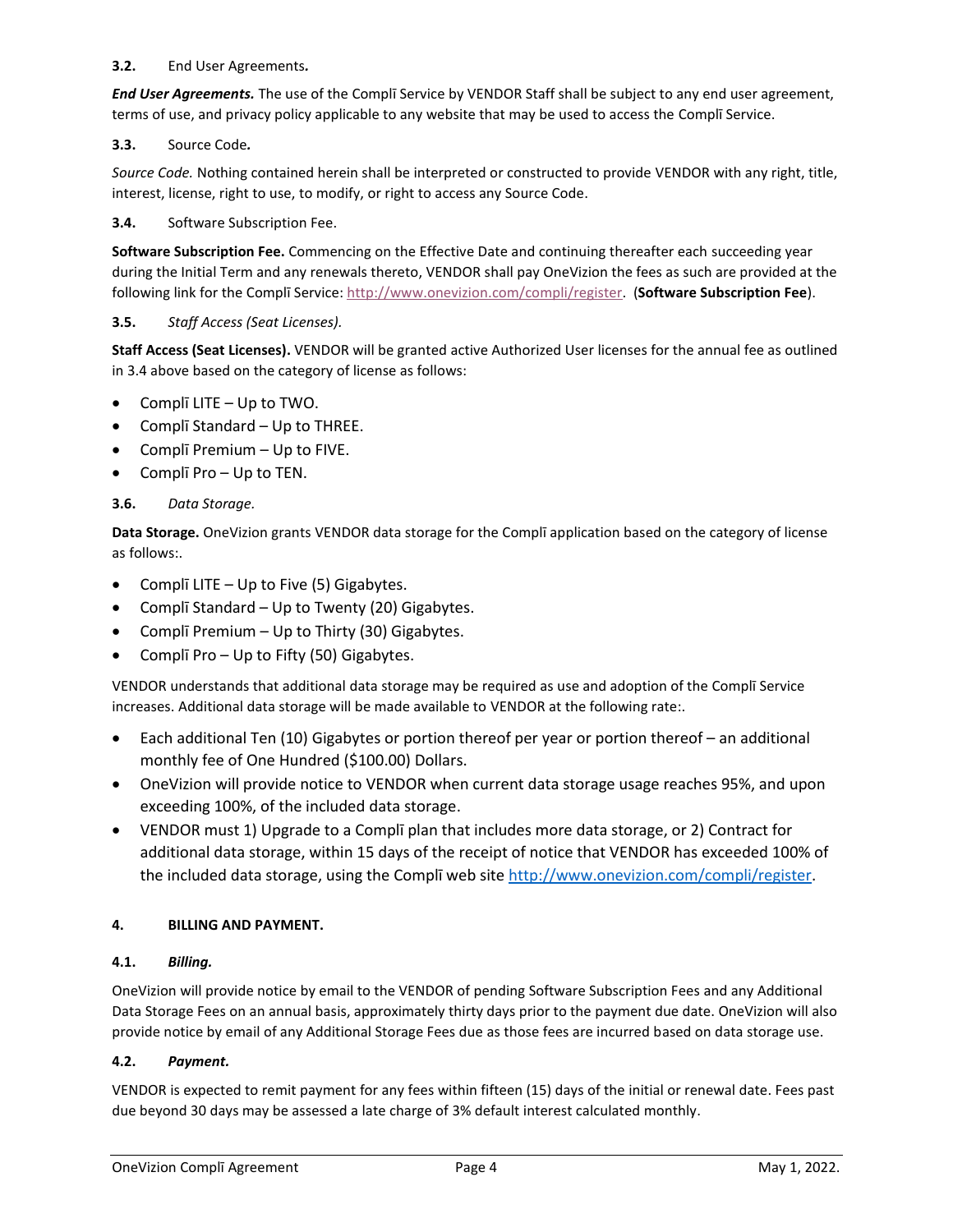**3.2.** End User Agreements***.***

***End User Agreements.*** The use of the Complī Service by VENDOR Staff shall be subject to any end user agreement, terms of use, and privacy policy applicable to any website that may be used to access the Complī Service.

**3.3.** Source Code***.***

*Source Code.* Nothing contained herein shall be interpreted or constructed to provide VENDOR with any right, title, interest, license, right to use, to modify, or right to access any Source Code.

**3.4.** Software Subscription Fee.

**Software Subscription Fee.** Commencing on the Effective Date and continuing thereafter each succeeding year during the Initial Term and any renewals thereto, VENDOR shall pay OneVizion the fees as such are provided at the following link for the Complī Service: http://www.onevizion.com/compli/register. (**Software Subscription Fee**).

**3.5.** *Staff Access (Seat Licenses).*

**Staff Access (Seat Licenses).** VENDOR will be granted active Authorized User licenses for the annual fee as outlined in 3.4 above based on the category of license as follows:

- Complī LITE – Up to TWO.
- Complī Standard – Up to THREE.
- Complī Premium – Up to FIVE.
- Complī Pro – Up to TEN.

**3.6.** *Data Storage.*

**Data Storage.** OneVizion grants VENDOR data storage for the Complī application based on the category of license as follows:.

- Complī LITE – Up to Five (5) Gigabytes.
- Complī Standard – Up to Twenty (20) Gigabytes.
- Complī Premium – Up to Thirty (30) Gigabytes.
- Complī Pro – Up to Fifty (50) Gigabytes.

VENDOR understands that additional data storage may be required as use and adoption of the Complī Service increases. Additional data storage will be made available to VENDOR at the following rate:.

- Each additional Ten (10) Gigabytes or portion thereof per year or portion thereof – an additional monthly fee of One Hundred ($100.00) Dollars.
- OneVizion will provide notice to VENDOR when current data storage usage reaches 95%, and upon exceeding 100%, of the included data storage.
- VENDOR must 1) Upgrade to a Complī plan that includes more data storage, or 2) Contract for additional data storage, within 15 days of the receipt of notice that VENDOR has exceeded 100% of the included data storage, using the Complī web site http://www.onevizion.com/compli/register.

**4. BILLING AND PAYMENT.**

**4.1.** ***Billing.***

OneVizion will provide notice by email to the VENDOR of pending Software Subscription Fees and any Additional Data Storage Fees on an annual basis, approximately thirty days prior to the payment due date. OneVizion will also provide notice by email of any Additional Storage Fees due as those fees are incurred based on data storage use.

**4.2.** ***Payment.***

VENDOR is expected to remit payment for any fees within fifteen (15) days of the initial or renewal date. Fees past due beyond 30 days may be assessed a late charge of 3% default interest calculated monthly.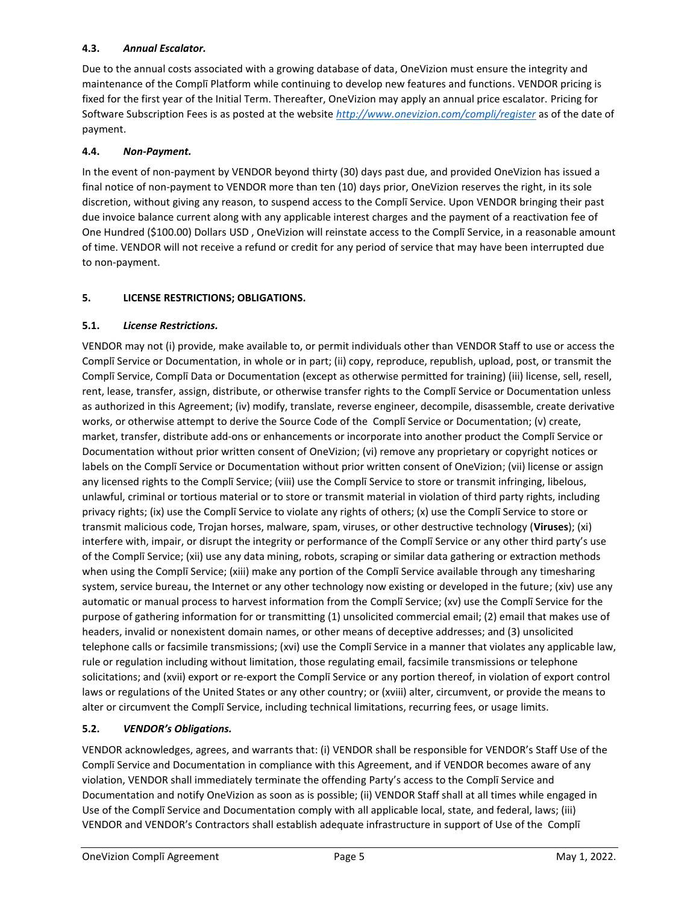### 4.3. *Annual Escalator.*

Due to the annual costs associated with a growing database of data, OneVizion must ensure the integrity and maintenance of the Complī Platform while continuing to develop new features and functions. VENDOR pricing is fixed for the first year of the Initial Term. Thereafter, OneVizion may apply an annual price escalator. Pricing for Software Subscription Fees is as posted at the website *http://www.onevizion.com/compli/register* as of the date of payment.

### 4.4. *Non-Payment.*

In the event of non-payment by VENDOR beyond thirty (30) days past due, and provided OneVizion has issued a final notice of non-payment to VENDOR more than ten (10) days prior, OneVizion reserves the right, in its sole discretion, without giving any reason, to suspend access to the Complī Service. Upon VENDOR bringing their past due invoice balance current along with any applicable interest charges and the payment of a reactivation fee of One Hundred ($100.00) Dollars USD , OneVizion will reinstate access to the Complī Service, in a reasonable amount of time. VENDOR will not receive a refund or credit for any period of service that may have been interrupted due to non-payment.

## 5. LICENSE RESTRICTIONS; OBLIGATIONS.

### 5.1. *License Restrictions.*

VENDOR may not (i) provide, make available to, or permit individuals other than VENDOR Staff to use or access the Complī Service or Documentation, in whole or in part; (ii) copy, reproduce, republish, upload, post, or transmit the Complī Service, Complī Data or Documentation (except as otherwise permitted for training) (iii) license, sell, resell, rent, lease, transfer, assign, distribute, or otherwise transfer rights to the Complī Service or Documentation unless as authorized in this Agreement; (iv) modify, translate, reverse engineer, decompile, disassemble, create derivative works, or otherwise attempt to derive the Source Code of the Complī Service or Documentation; (v) create, market, transfer, distribute add-ons or enhancements or incorporate into another product the Complī Service or Documentation without prior written consent of OneVizion; (vi) remove any proprietary or copyright notices or labels on the Complī Service or Documentation without prior written consent of OneVizion; (vii) license or assign any licensed rights to the Complī Service; (viii) use the Complī Service to store or transmit infringing, libelous, unlawful, criminal or tortious material or to store or transmit material in violation of third party rights, including privacy rights; (ix) use the Complī Service to violate any rights of others; (x) use the Complī Service to store or transmit malicious code, Trojan horses, malware, spam, viruses, or other destructive technology (**Viruses**); (xi) interfere with, impair, or disrupt the integrity or performance of the Complī Service or any other third party's use of the Complī Service; (xii) use any data mining, robots, scraping or similar data gathering or extraction methods when using the Complī Service; (xiii) make any portion of the Complī Service available through any timesharing system, service bureau, the Internet or any other technology now existing or developed in the future; (xiv) use any automatic or manual process to harvest information from the Complī Service; (xv) use the Complī Service for the purpose of gathering information for or transmitting (1) unsolicited commercial email; (2) email that makes use of headers, invalid or nonexistent domain names, or other means of deceptive addresses; and (3) unsolicited telephone calls or facsimile transmissions; (xvi) use the Complī Service in a manner that violates any applicable law, rule or regulation including without limitation, those regulating email, facsimile transmissions or telephone solicitations; and (xvii) export or re-export the Complī Service or any portion thereof, in violation of export control laws or regulations of the United States or any other country; or (xviii) alter, circumvent, or provide the means to alter or circumvent the Complī Service, including technical limitations, recurring fees, or usage limits.

### 5.2. *VENDOR's Obligations.*

VENDOR acknowledges, agrees, and warrants that: (i) VENDOR shall be responsible for VENDOR's Staff Use of the Complī Service and Documentation in compliance with this Agreement, and if VENDOR becomes aware of any violation, VENDOR shall immediately terminate the offending Party's access to the Complī Service and Documentation and notify OneVizion as soon as is possible; (ii) VENDOR Staff shall at all times while engaged in Use of the Complī Service and Documentation comply with all applicable local, state, and federal, laws; (iii) VENDOR and VENDOR's Contractors shall establish adequate infrastructure in support of Use of the Complī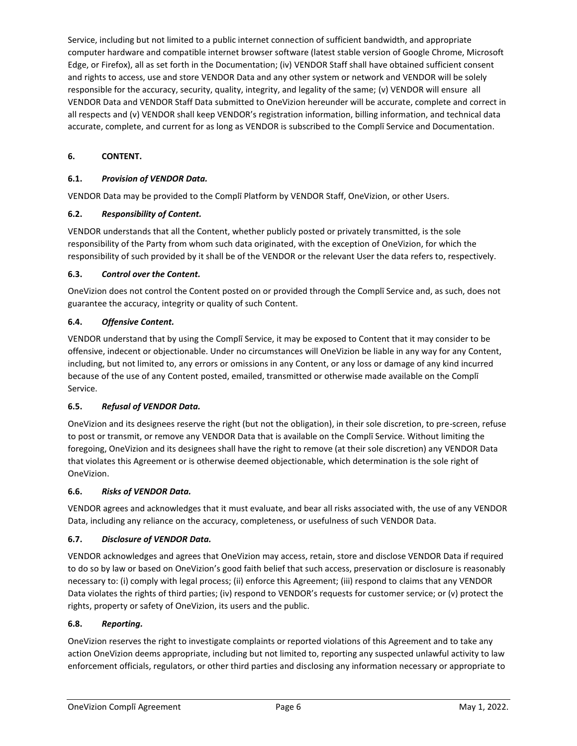Service, including but not limited to a public internet connection of sufficient bandwidth, and appropriate computer hardware and compatible internet browser software (latest stable version of Google Chrome, Microsoft Edge, or Firefox), all as set forth in the Documentation; (iv) VENDOR Staff shall have obtained sufficient consent and rights to access, use and store VENDOR Data and any other system or network and VENDOR will be solely responsible for the accuracy, security, quality, integrity, and legality of the same; (v) VENDOR will ensure all VENDOR Data and VENDOR Staff Data submitted to OneVizion hereunder will be accurate, complete and correct in all respects and (v) VENDOR shall keep VENDOR's registration information, billing information, and technical data accurate, complete, and current for as long as VENDOR is subscribed to the Complī Service and Documentation.

**6. CONTENT.**

**6.1.** ***Provision of VENDOR Data.***

VENDOR Data may be provided to the Complī Platform by VENDOR Staff, OneVizion, or other Users.

**6.2.** ***Responsibility of Content.***

VENDOR understands that all the Content, whether publicly posted or privately transmitted, is the sole responsibility of the Party from whom such data originated, with the exception of OneVizion, for which the responsibility of such provided by it shall be of the VENDOR or the relevant User the data refers to, respectively.

**6.3.** ***Control over the Content.***

OneVizion does not control the Content posted on or provided through the Complī Service and, as such, does not guarantee the accuracy, integrity or quality of such Content.

**6.4.** ***Offensive Content.***

VENDOR understand that by using the Complī Service, it may be exposed to Content that it may consider to be offensive, indecent or objectionable. Under no circumstances will OneVizion be liable in any way for any Content, including, but not limited to, any errors or omissions in any Content, or any loss or damage of any kind incurred because of the use of any Content posted, emailed, transmitted or otherwise made available on the Complī Service.

**6.5.** ***Refusal of VENDOR Data.***

OneVizion and its designees reserve the right (but not the obligation), in their sole discretion, to pre-screen, refuse to post or transmit, or remove any VENDOR Data that is available on the Complī Service. Without limiting the foregoing, OneVizion and its designees shall have the right to remove (at their sole discretion) any VENDOR Data that violates this Agreement or is otherwise deemed objectionable, which determination is the sole right of OneVizion.

**6.6.** ***Risks of VENDOR Data.***

VENDOR agrees and acknowledges that it must evaluate, and bear all risks associated with, the use of any VENDOR Data, including any reliance on the accuracy, completeness, or usefulness of such VENDOR Data.

**6.7.** ***Disclosure of VENDOR Data.***

VENDOR acknowledges and agrees that OneVizion may access, retain, store and disclose VENDOR Data if required to do so by law or based on OneVizion's good faith belief that such access, preservation or disclosure is reasonably necessary to: (i) comply with legal process; (ii) enforce this Agreement; (iii) respond to claims that any VENDOR Data violates the rights of third parties; (iv) respond to VENDOR's requests for customer service; or (v) protect the rights, property or safety of OneVizion, its users and the public.

**6.8.** ***Reporting.***

OneVizion reserves the right to investigate complaints or reported violations of this Agreement and to take any action OneVizion deems appropriate, including but not limited to, reporting any suspected unlawful activity to law enforcement officials, regulators, or other third parties and disclosing any information necessary or appropriate to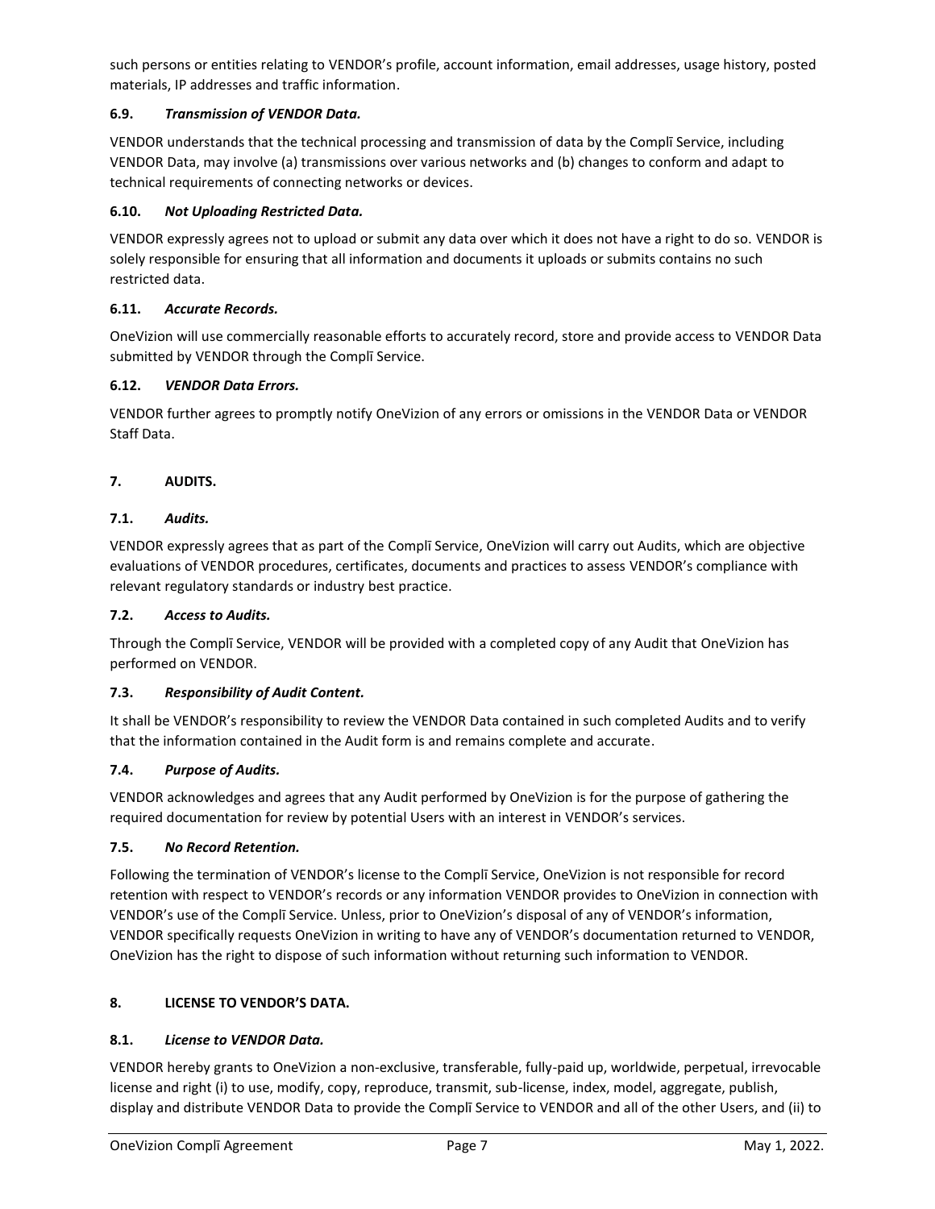such persons or entities relating to VENDOR's profile, account information, email addresses, usage history, posted materials, IP addresses and traffic information.

### 6.9. *Transmission of VENDOR Data.*

VENDOR understands that the technical processing and transmission of data by the Complī Service, including VENDOR Data, may involve (a) transmissions over various networks and (b) changes to conform and adapt to technical requirements of connecting networks or devices.

### 6.10. *Not Uploading Restricted Data.*

VENDOR expressly agrees not to upload or submit any data over which it does not have a right to do so. VENDOR is solely responsible for ensuring that all information and documents it uploads or submits contains no such restricted data.

### 6.11. *Accurate Records.*

OneVizion will use commercially reasonable efforts to accurately record, store and provide access to VENDOR Data submitted by VENDOR through the Complī Service.

### 6.12. *VENDOR Data Errors.*

VENDOR further agrees to promptly notify OneVizion of any errors or omissions in the VENDOR Data or VENDOR Staff Data.

## 7. AUDITS.

### 7.1. *Audits.*

VENDOR expressly agrees that as part of the Complī Service, OneVizion will carry out Audits, which are objective evaluations of VENDOR procedures, certificates, documents and practices to assess VENDOR's compliance with relevant regulatory standards or industry best practice.

### 7.2. *Access to Audits.*

Through the Complī Service, VENDOR will be provided with a completed copy of any Audit that OneVizion has performed on VENDOR.

### 7.3. *Responsibility of Audit Content.*

It shall be VENDOR's responsibility to review the VENDOR Data contained in such completed Audits and to verify that the information contained in the Audit form is and remains complete and accurate.

### 7.4. *Purpose of Audits.*

VENDOR acknowledges and agrees that any Audit performed by OneVizion is for the purpose of gathering the required documentation for review by potential Users with an interest in VENDOR's services.

### 7.5. *No Record Retention.*

Following the termination of VENDOR's license to the Complī Service, OneVizion is not responsible for record retention with respect to VENDOR's records or any information VENDOR provides to OneVizion in connection with VENDOR's use of the Complī Service. Unless, prior to OneVizion's disposal of any of VENDOR's information, VENDOR specifically requests OneVizion in writing to have any of VENDOR's documentation returned to VENDOR, OneVizion has the right to dispose of such information without returning such information to VENDOR.

## 8. LICENSE TO VENDOR'S DATA.

### 8.1. *License to VENDOR Data.*

VENDOR hereby grants to OneVizion a non-exclusive, transferable, fully-paid up, worldwide, perpetual, irrevocable license and right (i) to use, modify, copy, reproduce, transmit, sub-license, index, model, aggregate, publish, display and distribute VENDOR Data to provide the Complī Service to VENDOR and all of the other Users, and (ii) to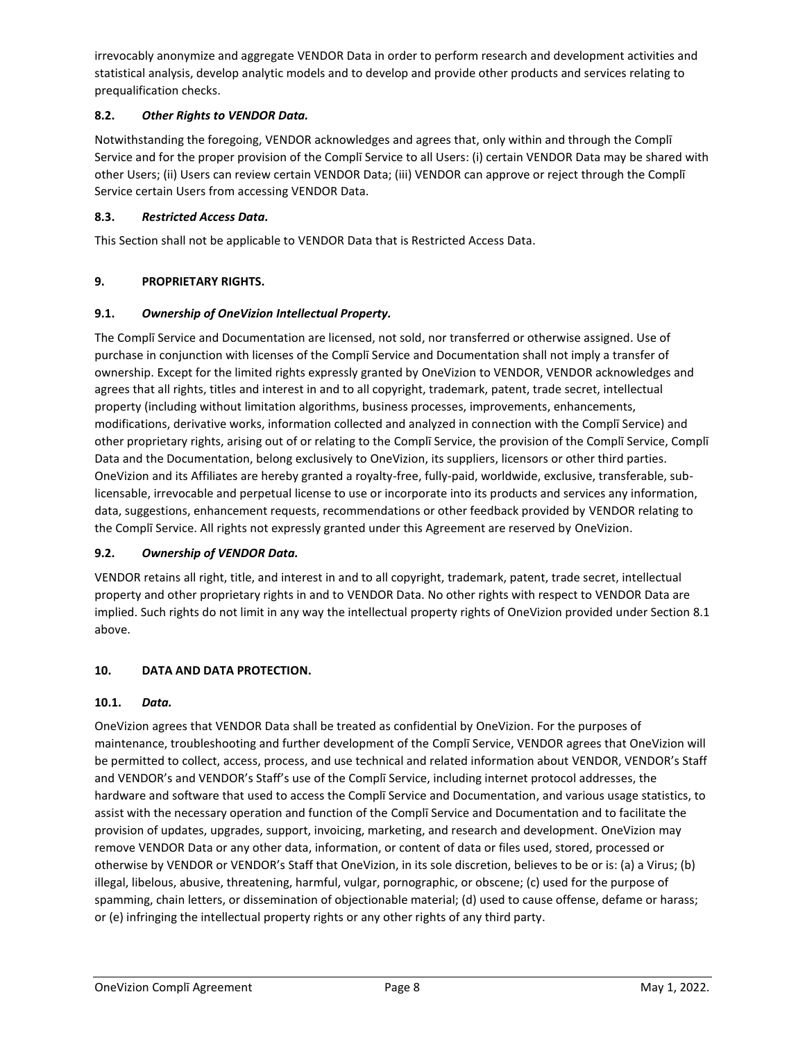irrevocably anonymize and aggregate VENDOR Data in order to perform research and development activities and statistical analysis, develop analytic models and to develop and provide other products and services relating to prequalification checks.

**8.2.** ***Other Rights to VENDOR Data.***

Notwithstanding the foregoing, VENDOR acknowledges and agrees that, only within and through the Complī Service and for the proper provision of the Complī Service to all Users: (i) certain VENDOR Data may be shared with other Users; (ii) Users can review certain VENDOR Data; (iii) VENDOR can approve or reject through the Complī Service certain Users from accessing VENDOR Data.

**8.3.** ***Restricted Access Data.***

This Section shall not be applicable to VENDOR Data that is Restricted Access Data.

## 9. PROPRIETARY RIGHTS.

**9.1.** ***Ownership of OneVizion Intellectual Property.***

The Complī Service and Documentation are licensed, not sold, nor transferred or otherwise assigned. Use of purchase in conjunction with licenses of the Complī Service and Documentation shall not imply a transfer of ownership. Except for the limited rights expressly granted by OneVizion to VENDOR, VENDOR acknowledges and agrees that all rights, titles and interest in and to all copyright, trademark, patent, trade secret, intellectual property (including without limitation algorithms, business processes, improvements, enhancements, modifications, derivative works, information collected and analyzed in connection with the Complī Service) and other proprietary rights, arising out of or relating to the Complī Service, the provision of the Complī Service, Complī Data and the Documentation, belong exclusively to OneVizion, its suppliers, licensors or other third parties. OneVizion and its Affiliates are hereby granted a royalty-free, fully-paid, worldwide, exclusive, transferable, sub-licensable, irrevocable and perpetual license to use or incorporate into its products and services any information, data, suggestions, enhancement requests, recommendations or other feedback provided by VENDOR relating to the Complī Service. All rights not expressly granted under this Agreement are reserved by OneVizion.

**9.2.** ***Ownership of VENDOR Data.***

VENDOR retains all right, title, and interest in and to all copyright, trademark, patent, trade secret, intellectual property and other proprietary rights in and to VENDOR Data. No other rights with respect to VENDOR Data are implied. Such rights do not limit in any way the intellectual property rights of OneVizion provided under Section 8.1 above.

## 10. DATA AND DATA PROTECTION.

**10.1.** ***Data.***

OneVizion agrees that VENDOR Data shall be treated as confidential by OneVizion. For the purposes of maintenance, troubleshooting and further development of the Complī Service, VENDOR agrees that OneVizion will be permitted to collect, access, process, and use technical and related information about VENDOR, VENDOR's Staff and VENDOR's and VENDOR's Staff's use of the Complī Service, including internet protocol addresses, the hardware and software that used to access the Complī Service and Documentation, and various usage statistics, to assist with the necessary operation and function of the Complī Service and Documentation and to facilitate the provision of updates, upgrades, support, invoicing, marketing, and research and development. OneVizion may remove VENDOR Data or any other data, information, or content of data or files used, stored, processed or otherwise by VENDOR or VENDOR's Staff that OneVizion, in its sole discretion, believes to be or is: (a) a Virus; (b) illegal, libelous, abusive, threatening, harmful, vulgar, pornographic, or obscene; (c) used for the purpose of spamming, chain letters, or dissemination of objectionable material; (d) used to cause offense, defame or harass; or (e) infringing the intellectual property rights or any other rights of any third party.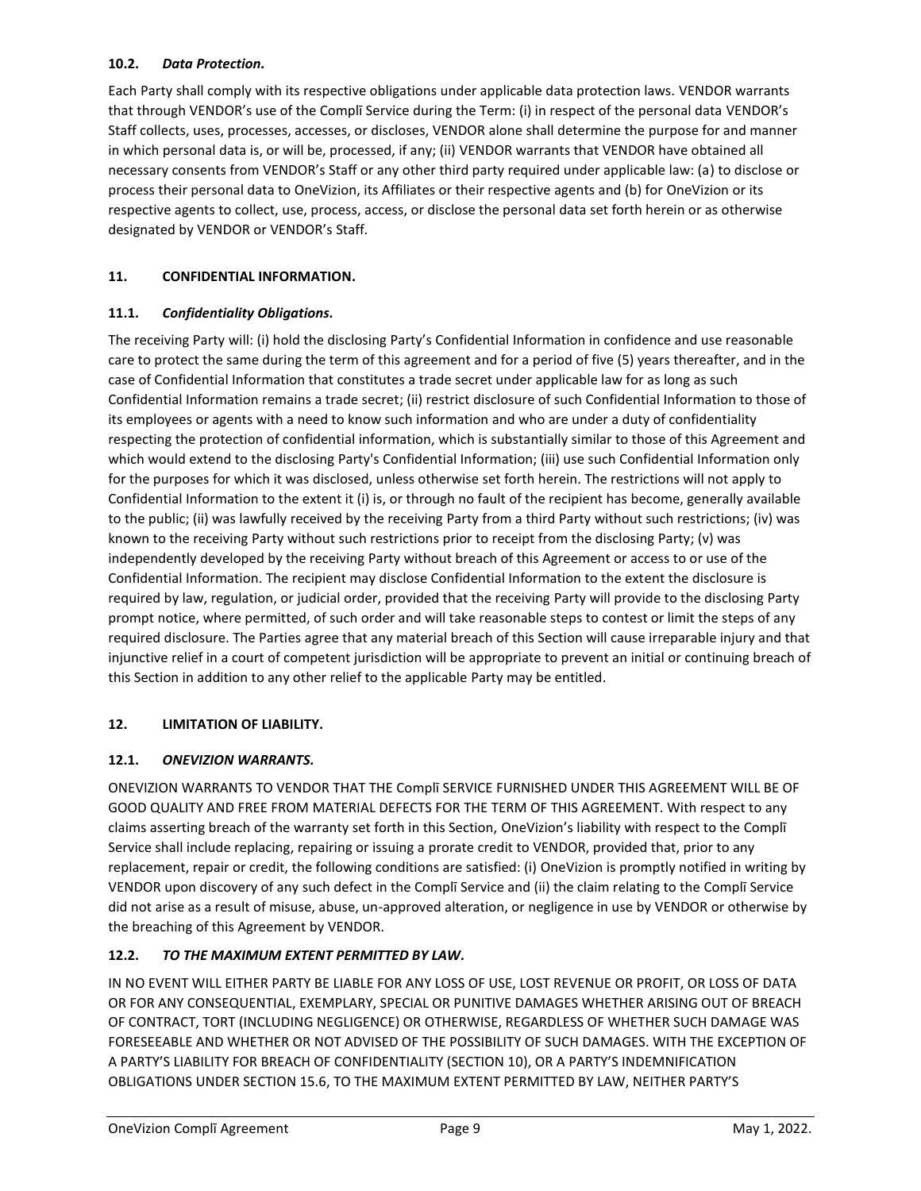**10.2.** ***Data Protection.***

Each Party shall comply with its respective obligations under applicable data protection laws. VENDOR warrants that through VENDOR's use of the Complī Service during the Term: (i) in respect of the personal data VENDOR's Staff collects, uses, processes, accesses, or discloses, VENDOR alone shall determine the purpose for and manner in which personal data is, or will be, processed, if any; (ii) VENDOR warrants that VENDOR have obtained all necessary consents from VENDOR's Staff or any other third party required under applicable law: (a) to disclose or process their personal data to OneVizion, its Affiliates or their respective agents and (b) for OneVizion or its respective agents to collect, use, process, access, or disclose the personal data set forth herein or as otherwise designated by VENDOR or VENDOR's Staff.

## 11. CONFIDENTIAL INFORMATION.

**11.1.** ***Confidentiality Obligations.***

The receiving Party will: (i) hold the disclosing Party's Confidential Information in confidence and use reasonable care to protect the same during the term of this agreement and for a period of five (5) years thereafter, and in the case of Confidential Information that constitutes a trade secret under applicable law for as long as such Confidential Information remains a trade secret; (ii) restrict disclosure of such Confidential Information to those of its employees or agents with a need to know such information and who are under a duty of confidentiality respecting the protection of confidential information, which is substantially similar to those of this Agreement and which would extend to the disclosing Party's Confidential Information; (iii) use such Confidential Information only for the purposes for which it was disclosed, unless otherwise set forth herein. The restrictions will not apply to Confidential Information to the extent it (i) is, or through no fault of the recipient has become, generally available to the public; (ii) was lawfully received by the receiving Party from a third Party without such restrictions; (iv) was known to the receiving Party without such restrictions prior to receipt from the disclosing Party; (v) was independently developed by the receiving Party without breach of this Agreement or access to or use of the Confidential Information. The recipient may disclose Confidential Information to the extent the disclosure is required by law, regulation, or judicial order, provided that the receiving Party will provide to the disclosing Party prompt notice, where permitted, of such order and will take reasonable steps to contest or limit the steps of any required disclosure. The Parties agree that any material breach of this Section will cause irreparable injury and that injunctive relief in a court of competent jurisdiction will be appropriate to prevent an initial or continuing breach of this Section in addition to any other relief to the applicable Party may be entitled.

## 12. LIMITATION OF LIABILITY.

**12.1.** ***ONEVIZION WARRANTS.***

ONEVIZION WARRANTS TO VENDOR THAT THE Complī SERVICE FURNISHED UNDER THIS AGREEMENT WILL BE OF GOOD QUALITY AND FREE FROM MATERIAL DEFECTS FOR THE TERM OF THIS AGREEMENT. With respect to any claims asserting breach of the warranty set forth in this Section, OneVizion's liability with respect to the Complī Service shall include replacing, repairing or issuing a prorate credit to VENDOR, provided that, prior to any replacement, repair or credit, the following conditions are satisfied: (i) OneVizion is promptly notified in writing by VENDOR upon discovery of any such defect in the Complī Service and (ii) the claim relating to the Complī Service did not arise as a result of misuse, abuse, un-approved alteration, or negligence in use by VENDOR or otherwise by the breaching of this Agreement by VENDOR.

**12.2.** ***TO THE MAXIMUM EXTENT PERMITTED BY LAW.***

IN NO EVENT WILL EITHER PARTY BE LIABLE FOR ANY LOSS OF USE, LOST REVENUE OR PROFIT, OR LOSS OF DATA OR FOR ANY CONSEQUENTIAL, EXEMPLARY, SPECIAL OR PUNITIVE DAMAGES WHETHER ARISING OUT OF BREACH OF CONTRACT, TORT (INCLUDING NEGLIGENCE) OR OTHERWISE, REGARDLESS OF WHETHER SUCH DAMAGE WAS FORESEEABLE AND WHETHER OR NOT ADVISED OF THE POSSIBILITY OF SUCH DAMAGES. WITH THE EXCEPTION OF A PARTY'S LIABILITY FOR BREACH OF CONFIDENTIALITY (SECTION 10), OR A PARTY'S INDEMNIFICATION OBLIGATIONS UNDER SECTION 15.6, TO THE MAXIMUM EXTENT PERMITTED BY LAW, NEITHER PARTY'S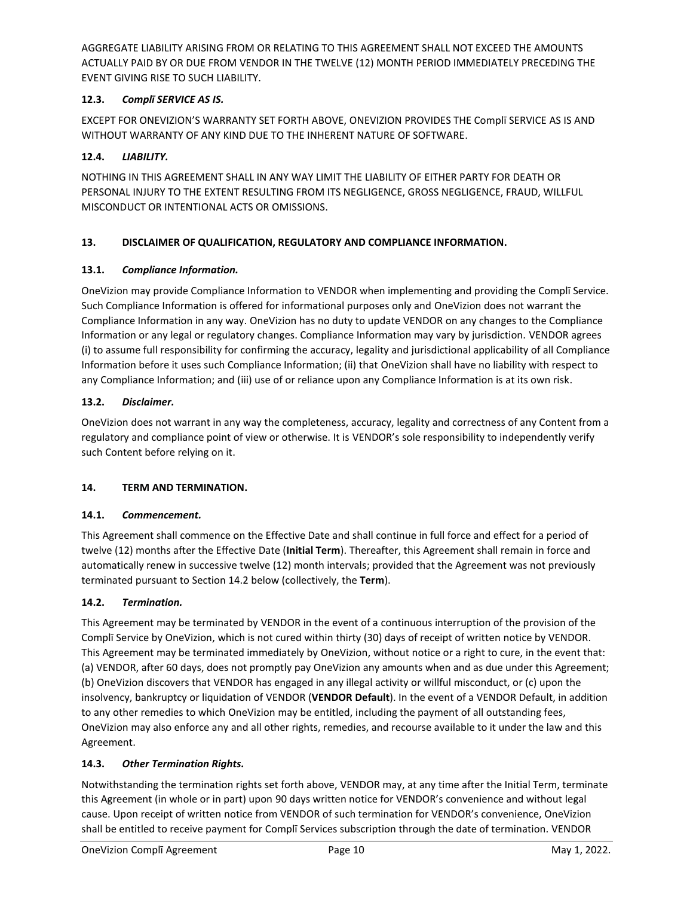AGGREGATE LIABILITY ARISING FROM OR RELATING TO THIS AGREEMENT SHALL NOT EXCEED THE AMOUNTS ACTUALLY PAID BY OR DUE FROM VENDOR IN THE TWELVE (12) MONTH PERIOD IMMEDIATELY PRECEDING THE EVENT GIVING RISE TO SUCH LIABILITY.

**12.3.** ***Complī SERVICE AS IS.***

EXCEPT FOR ONEVIZION'S WARRANTY SET FORTH ABOVE, ONEVIZION PROVIDES THE Complī SERVICE AS IS AND WITHOUT WARRANTY OF ANY KIND DUE TO THE INHERENT NATURE OF SOFTWARE.

**12.4.** ***LIABILITY.***

NOTHING IN THIS AGREEMENT SHALL IN ANY WAY LIMIT THE LIABILITY OF EITHER PARTY FOR DEATH OR PERSONAL INJURY TO THE EXTENT RESULTING FROM ITS NEGLIGENCE, GROSS NEGLIGENCE, FRAUD, WILLFUL MISCONDUCT OR INTENTIONAL ACTS OR OMISSIONS.

## 13. DISCLAIMER OF QUALIFICATION, REGULATORY AND COMPLIANCE INFORMATION.

**13.1.** ***Compliance Information.***

OneVizion may provide Compliance Information to VENDOR when implementing and providing the Complī Service. Such Compliance Information is offered for informational purposes only and OneVizion does not warrant the Compliance Information in any way. OneVizion has no duty to update VENDOR on any changes to the Compliance Information or any legal or regulatory changes. Compliance Information may vary by jurisdiction. VENDOR agrees (i) to assume full responsibility for confirming the accuracy, legality and jurisdictional applicability of all Compliance Information before it uses such Compliance Information; (ii) that OneVizion shall have no liability with respect to any Compliance Information; and (iii) use of or reliance upon any Compliance Information is at its own risk.

**13.2.** ***Disclaimer.***

OneVizion does not warrant in any way the completeness, accuracy, legality and correctness of any Content from a regulatory and compliance point of view or otherwise. It is VENDOR's sole responsibility to independently verify such Content before relying on it.

## 14. TERM AND TERMINATION.

**14.1.** ***Commencement.***

This Agreement shall commence on the Effective Date and shall continue in full force and effect for a period of twelve (12) months after the Effective Date (**Initial Term**). Thereafter, this Agreement shall remain in force and automatically renew in successive twelve (12) month intervals; provided that the Agreement was not previously terminated pursuant to Section 14.2 below (collectively, the **Term**).

**14.2.** ***Termination.***

This Agreement may be terminated by VENDOR in the event of a continuous interruption of the provision of the Complī Service by OneVizion, which is not cured within thirty (30) days of receipt of written notice by VENDOR. This Agreement may be terminated immediately by OneVizion, without notice or a right to cure, in the event that: (a) VENDOR, after 60 days, does not promptly pay OneVizion any amounts when and as due under this Agreement; (b) OneVizion discovers that VENDOR has engaged in any illegal activity or willful misconduct, or (c) upon the insolvency, bankruptcy or liquidation of VENDOR (**VENDOR Default**). In the event of a VENDOR Default, in addition to any other remedies to which OneVizion may be entitled, including the payment of all outstanding fees, OneVizion may also enforce any and all other rights, remedies, and recourse available to it under the law and this Agreement.

**14.3.** ***Other Termination Rights.***

Notwithstanding the termination rights set forth above, VENDOR may, at any time after the Initial Term, terminate this Agreement (in whole or in part) upon 90 days written notice for VENDOR's convenience and without legal cause. Upon receipt of written notice from VENDOR of such termination for VENDOR's convenience, OneVizion shall be entitled to receive payment for Complī Services subscription through the date of termination. VENDOR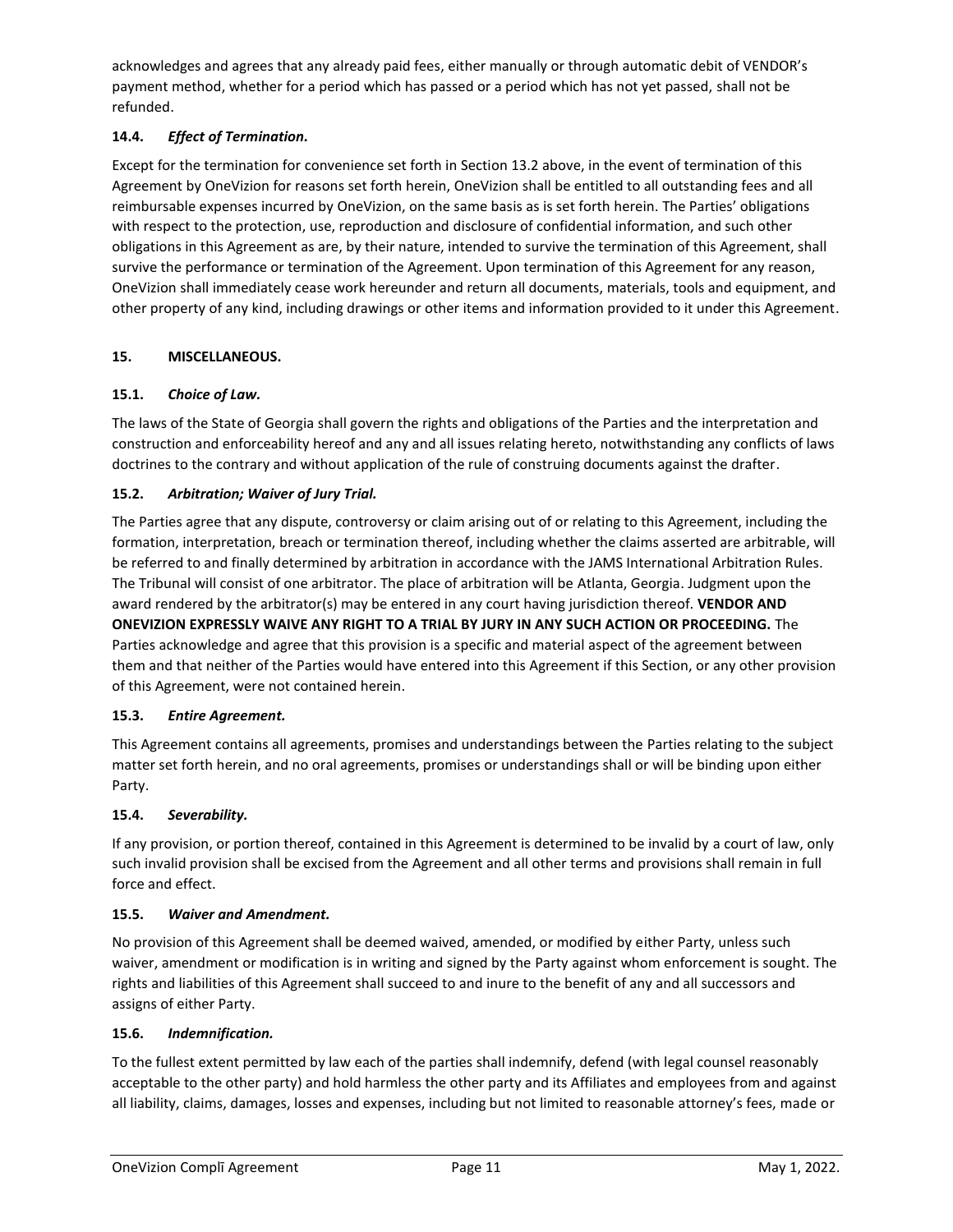acknowledges and agrees that any already paid fees, either manually or through automatic debit of VENDOR's payment method, whether for a period which has passed or a period which has not yet passed, shall not be refunded.

### 14.4. *Effect of Termination.*

Except for the termination for convenience set forth in Section 13.2 above, in the event of termination of this Agreement by OneVizion for reasons set forth herein, OneVizion shall be entitled to all outstanding fees and all reimbursable expenses incurred by OneVizion, on the same basis as is set forth herein. The Parties' obligations with respect to the protection, use, reproduction and disclosure of confidential information, and such other obligations in this Agreement as are, by their nature, intended to survive the termination of this Agreement, shall survive the performance or termination of the Agreement. Upon termination of this Agreement for any reason, OneVizion shall immediately cease work hereunder and return all documents, materials, tools and equipment, and other property of any kind, including drawings or other items and information provided to it under this Agreement.

## 15. MISCELLANEOUS.

### 15.1. *Choice of Law.*

The laws of the State of Georgia shall govern the rights and obligations of the Parties and the interpretation and construction and enforceability hereof and any and all issues relating hereto, notwithstanding any conflicts of laws doctrines to the contrary and without application of the rule of construing documents against the drafter.

### 15.2. *Arbitration; Waiver of Jury Trial.*

The Parties agree that any dispute, controversy or claim arising out of or relating to this Agreement, including the formation, interpretation, breach or termination thereof, including whether the claims asserted are arbitrable, will be referred to and finally determined by arbitration in accordance with the JAMS International Arbitration Rules. The Tribunal will consist of one arbitrator. The place of arbitration will be Atlanta, Georgia. Judgment upon the award rendered by the arbitrator(s) may be entered in any court having jurisdiction thereof. **VENDOR AND ONEVIZION EXPRESSLY WAIVE ANY RIGHT TO A TRIAL BY JURY IN ANY SUCH ACTION OR PROCEEDING.** The Parties acknowledge and agree that this provision is a specific and material aspect of the agreement between them and that neither of the Parties would have entered into this Agreement if this Section, or any other provision of this Agreement, were not contained herein.

### 15.3. *Entire Agreement.*

This Agreement contains all agreements, promises and understandings between the Parties relating to the subject matter set forth herein, and no oral agreements, promises or understandings shall or will be binding upon either Party.

### 15.4. *Severability.*

If any provision, or portion thereof, contained in this Agreement is determined to be invalid by a court of law, only such invalid provision shall be excised from the Agreement and all other terms and provisions shall remain in full force and effect.

### 15.5. *Waiver and Amendment.*

No provision of this Agreement shall be deemed waived, amended, or modified by either Party, unless such waiver, amendment or modification is in writing and signed by the Party against whom enforcement is sought. The rights and liabilities of this Agreement shall succeed to and inure to the benefit of any and all successors and assigns of either Party.

### 15.6. *Indemnification.*

To the fullest extent permitted by law each of the parties shall indemnify, defend (with legal counsel reasonably acceptable to the other party) and hold harmless the other party and its Affiliates and employees from and against all liability, claims, damages, losses and expenses, including but not limited to reasonable attorney's fees, made or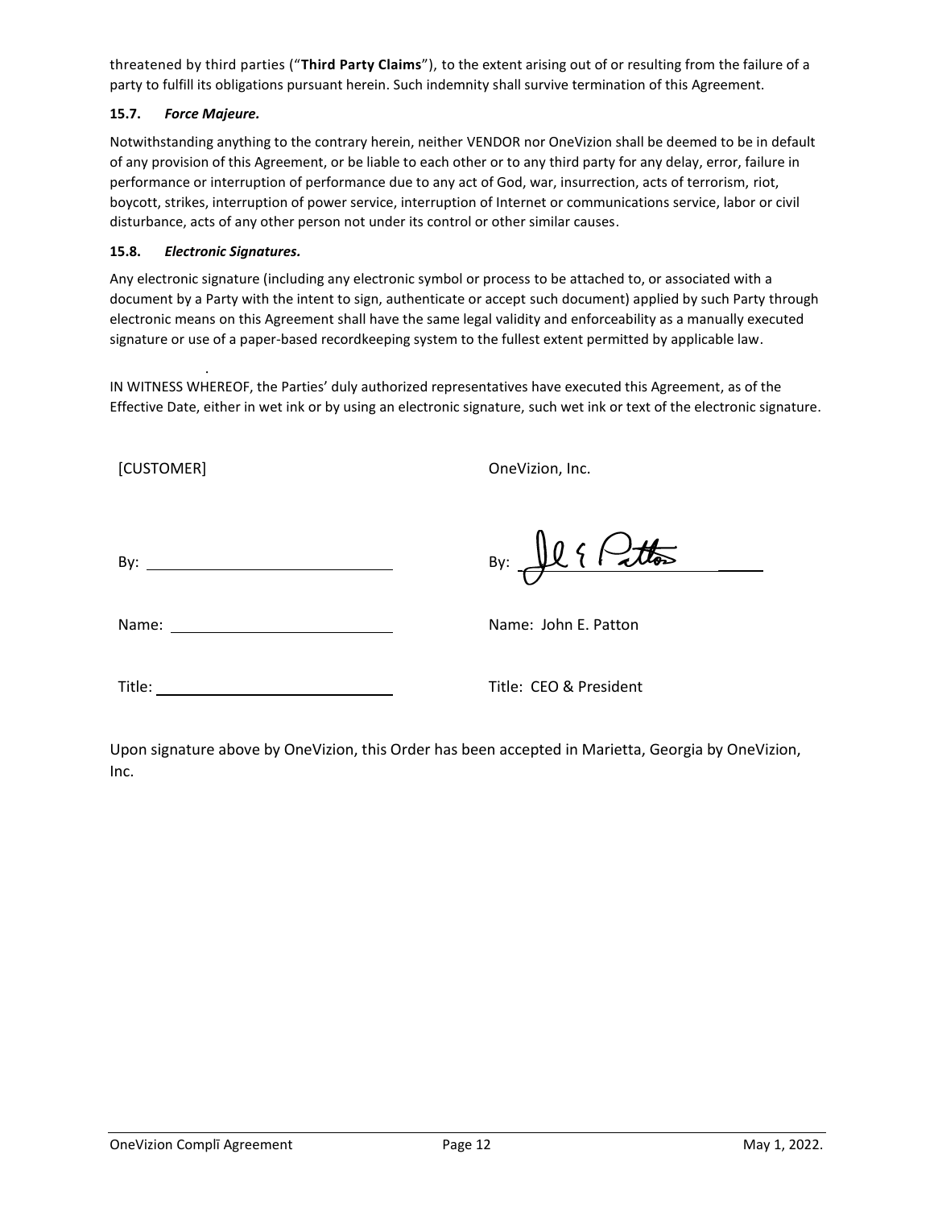threatened by third parties ("**Third Party Claims**"), to the extent arising out of or resulting from the failure of a party to fulfill its obligations pursuant herein. Such indemnity shall survive termination of this Agreement.

**15.7.** ***Force Majeure.***

Notwithstanding anything to the contrary herein, neither VENDOR nor OneVizion shall be deemed to be in default of any provision of this Agreement, or be liable to each other or to any third party for any delay, error, failure in performance or interruption of performance due to any act of God, war, insurrection, acts of terrorism, riot, boycott, strikes, interruption of power service, interruption of Internet or communications service, labor or civil disturbance, acts of any other person not under its control or other similar causes.

**15.8.** ***Electronic Signatures.***

Any electronic signature (including any electronic symbol or process to be attached to, or associated with a document by a Party with the intent to sign, authenticate or accept such document) applied by such Party through electronic means on this Agreement shall have the same legal validity and enforceability as a manually executed signature or use of a paper-based recordkeeping system to the fullest extent permitted by applicable law.

IN WITNESS WHEREOF, the Parties' duly authorized representatives have executed this Agreement, as of the Effective Date, either in wet ink or by using an electronic signature, such wet ink or text of the electronic signature.

| [CUSTOMER] | OneVizion, Inc. |
| --- | --- |
| By: ______________________ | By: [signature] |
| Name: ______________________ | Name: John E. Patton |
| Title: ______________________ | Title: CEO & President |

Upon signature above by OneVizion, this Order has been accepted in Marietta, Georgia by OneVizion, Inc.